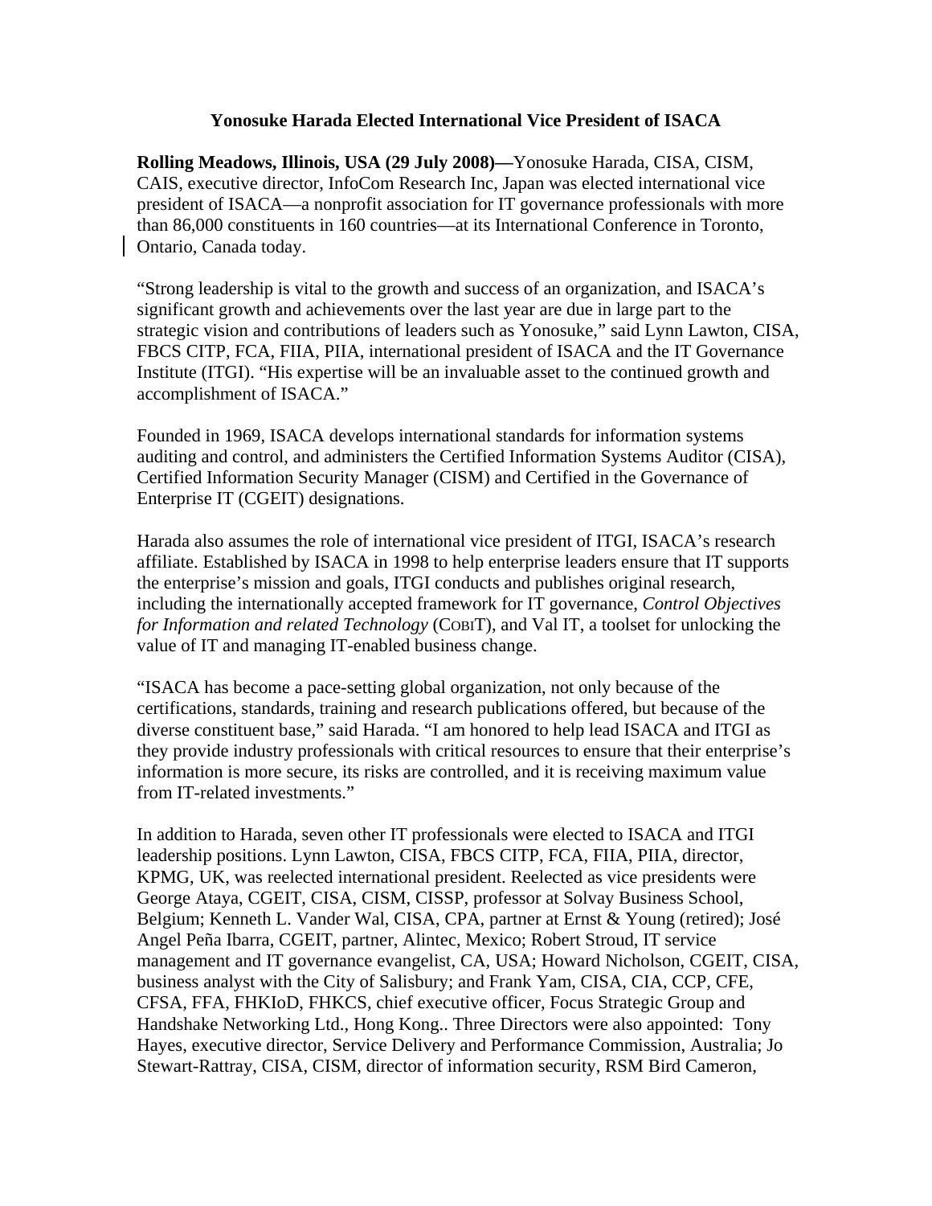# Yonosuke Harada Elected International Vice President of ISACA

**Rolling Meadows, Illinois, USA (29 July 2008)—**Yonosuke Harada, CISA, CISM, CAIS, executive director, InfoCom Research Inc, Japan was elected international vice president of ISACA—a nonprofit association for IT governance professionals with more than 86,000 constituents in 160 countries—at its International Conference in Toronto, Ontario, Canada today.

"Strong leadership is vital to the growth and success of an organization, and ISACA's significant growth and achievements over the last year are due in large part to the strategic vision and contributions of leaders such as Yonosuke," said Lynn Lawton, CISA, FBCS CITP, FCA, FIIA, PIIA, international president of ISACA and the IT Governance Institute (ITGI). "His expertise will be an invaluable asset to the continued growth and accomplishment of ISACA."

Founded in 1969, ISACA develops international standards for information systems auditing and control, and administers the Certified Information Systems Auditor (CISA), Certified Information Security Manager (CISM) and Certified in the Governance of Enterprise IT (CGEIT) designations.

Harada also assumes the role of international vice president of ITGI, ISACA's research affiliate. Established by ISACA in 1998 to help enterprise leaders ensure that IT supports the enterprise's mission and goals, ITGI conducts and publishes original research, including the internationally accepted framework for IT governance, *Control Objectives for Information and related Technology* (COBIT), and Val IT, a toolset for unlocking the value of IT and managing IT-enabled business change.

"ISACA has become a pace-setting global organization, not only because of the certifications, standards, training and research publications offered, but because of the diverse constituent base," said Harada. "I am honored to help lead ISACA and ITGI as they provide industry professionals with critical resources to ensure that their enterprise's information is more secure, its risks are controlled, and it is receiving maximum value from IT-related investments."

In addition to Harada, seven other IT professionals were elected to ISACA and ITGI leadership positions. Lynn Lawton, CISA, FBCS CITP, FCA, FIIA, PIIA, director, KPMG, UK, was reelected international president. Reelected as vice presidents were George Ataya, CGEIT, CISA, CISM, CISSP, professor at Solvay Business School, Belgium; Kenneth L. Vander Wal, CISA, CPA, partner at Ernst & Young (retired); José Angel Peña Ibarra, CGEIT, partner, Alintec, Mexico; Robert Stroud, IT service management and IT governance evangelist, CA, USA; Howard Nicholson, CGEIT, CISA, business analyst with the City of Salisbury; and Frank Yam, CISA, CIA, CCP, CFE, CFSA, FFA, FHKIoD, FHKCS, chief executive officer, Focus Strategic Group and Handshake Networking Ltd., Hong Kong.. Three Directors were also appointed: Tony Hayes, executive director, Service Delivery and Performance Commission, Australia; Jo Stewart-Rattray, CISA, CISM, director of information security, RSM Bird Cameron,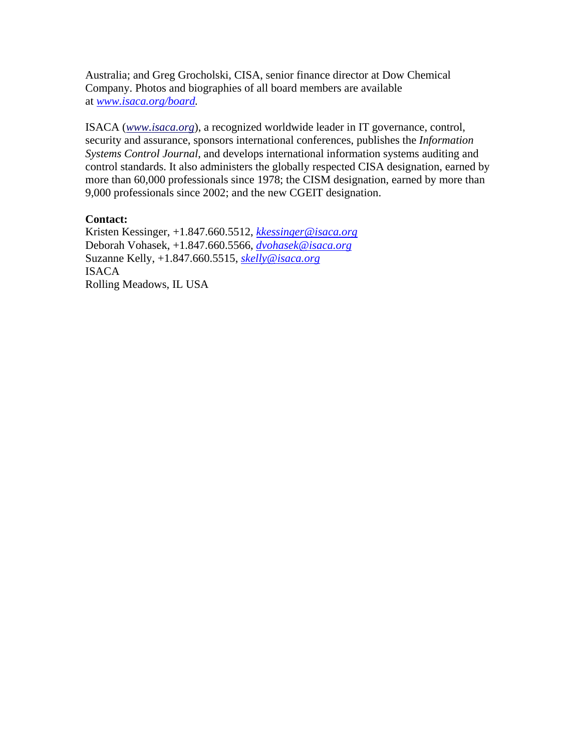Australia; and Greg Grocholski, CISA, senior finance director at Dow Chemical Company. Photos and biographies of all board members are available at *www.isaca.org/board.*

ISACA (*www.isaca.org*), a recognized worldwide leader in IT governance, control, security and assurance, sponsors international conferences, publishes the *Information Systems Control Journal*, and develops international information systems auditing and control standards. It also administers the globally respected CISA designation, earned by more than 60,000 professionals since 1978; the CISM designation, earned by more than 9,000 professionals since 2002; and the new CGEIT designation.

**Contact:**
Kristen Kessinger, +1.847.660.5512, *kkessinger@isaca.org*
Deborah Vohasek, +1.847.660.5566, *dvohasek@isaca.org*
Suzanne Kelly, +1.847.660.5515, *skelly@isaca.org*
ISACA
Rolling Meadows, IL USA